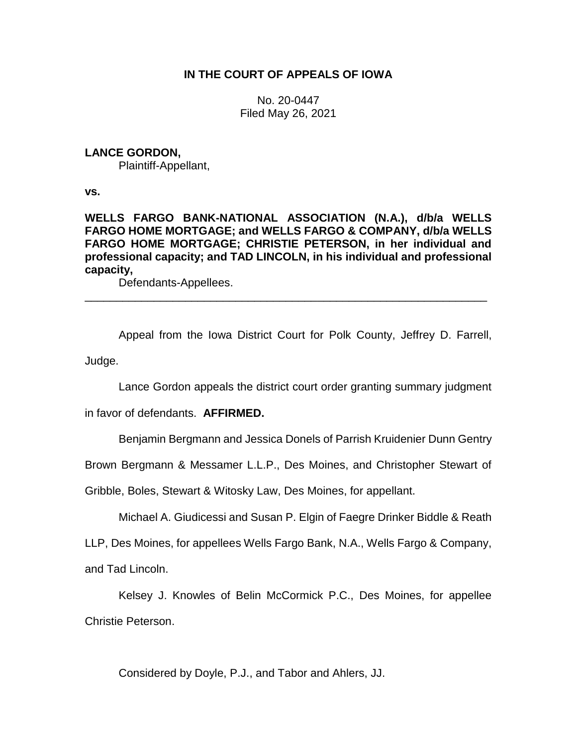**IN THE COURT OF APPEALS OF IOWA**

No. 20-0447
Filed May 26, 2021

**LANCE GORDON,**
Plaintiff-Appellant,

**vs.**

**WELLS FARGO BANK-NATIONAL ASSOCIATION (N.A.), d/b/a WELLS FARGO HOME MORTGAGE; and WELLS FARGO & COMPANY, d/b/a WELLS FARGO HOME MORTGAGE; CHRISTIE PETERSON, in her individual and professional capacity; and TAD LINCOLN, in his individual and professional capacity,**
Defendants-Appellees.

---

Appeal from the Iowa District Court for Polk County, Jeffrey D. Farrell, Judge.

Lance Gordon appeals the district court order granting summary judgment in favor of defendants. **AFFIRMED.**

Benjamin Bergmann and Jessica Donels of Parrish Kruidenier Dunn Gentry Brown Bergmann & Messamer L.L.P., Des Moines, and Christopher Stewart of Gribble, Boles, Stewart & Witosky Law, Des Moines, for appellant.

Michael A. Giudicessi and Susan P. Elgin of Faegre Drinker Biddle & Reath LLP, Des Moines, for appellees Wells Fargo Bank, N.A., Wells Fargo & Company, and Tad Lincoln.

Kelsey J. Knowles of Belin McCormick P.C., Des Moines, for appellee Christie Peterson.

Considered by Doyle, P.J., and Tabor and Ahlers, JJ.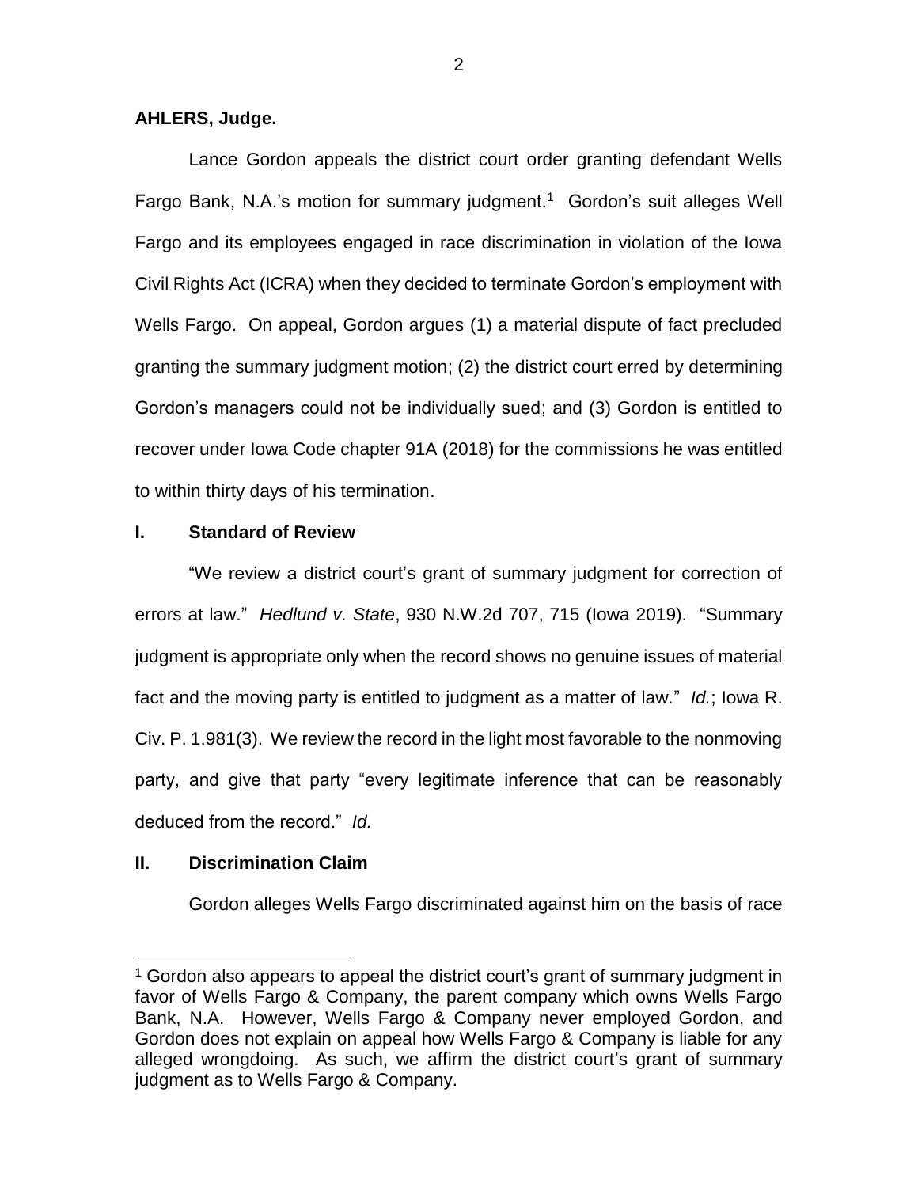**AHLERS, Judge.**

Lance Gordon appeals the district court order granting defendant Wells Fargo Bank, N.A.'s motion for summary judgment.[1] Gordon's suit alleges Well Fargo and its employees engaged in race discrimination in violation of the Iowa Civil Rights Act (ICRA) when they decided to terminate Gordon's employment with Wells Fargo. On appeal, Gordon argues (1) a material dispute of fact precluded granting the summary judgment motion; (2) the district court erred by determining Gordon's managers could not be individually sued; and (3) Gordon is entitled to recover under Iowa Code chapter 91A (2018) for the commissions he was entitled to within thirty days of his termination.

## I. Standard of Review

"We review a district court's grant of summary judgment for correction of errors at law." *Hedlund v. State*, 930 N.W.2d 707, 715 (Iowa 2019). "Summary judgment is appropriate only when the record shows no genuine issues of material fact and the moving party is entitled to judgment as a matter of law." *Id.*; Iowa R. Civ. P. 1.981(3). We review the record in the light most favorable to the nonmoving party, and give that party "every legitimate inference that can be reasonably deduced from the record." *Id.*

## II. Discrimination Claim

Gordon alleges Wells Fargo discriminated against him on the basis of race

---

[1] Gordon also appears to appeal the district court's grant of summary judgment in favor of Wells Fargo & Company, the parent company which owns Wells Fargo Bank, N.A. However, Wells Fargo & Company never employed Gordon, and Gordon does not explain on appeal how Wells Fargo & Company is liable for any alleged wrongdoing. As such, we affirm the district court's grant of summary judgment as to Wells Fargo & Company.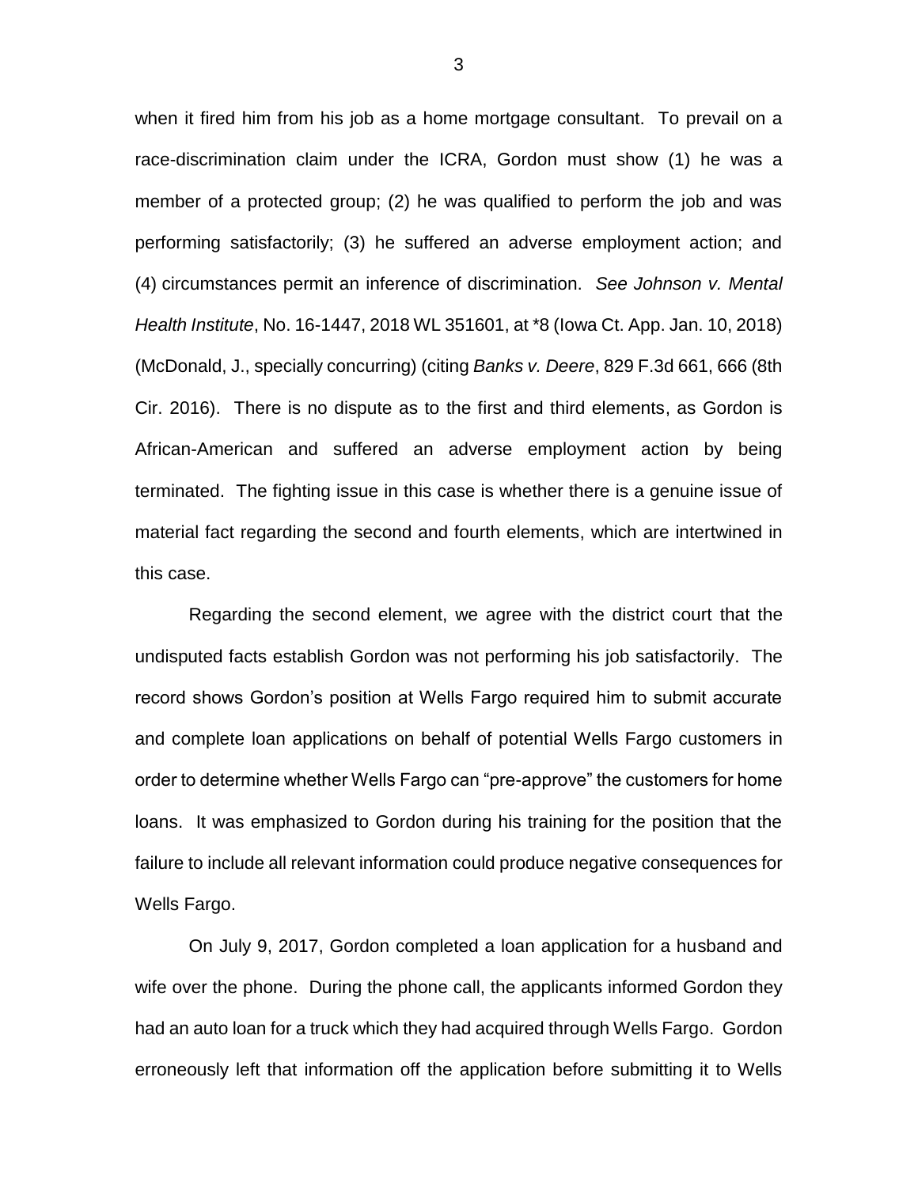when it fired him from his job as a home mortgage consultant. To prevail on a race-discrimination claim under the ICRA, Gordon must show (1) he was a member of a protected group; (2) he was qualified to perform the job and was performing satisfactorily; (3) he suffered an adverse employment action; and (4) circumstances permit an inference of discrimination. *See Johnson v. Mental Health Institute*, No. 16-1447, 2018 WL 351601, at *8 (Iowa Ct. App. Jan. 10, 2018) (McDonald, J., specially concurring) (citing *Banks v. Deere*, 829 F.3d 661, 666 (8th Cir. 2016). There is no dispute as to the first and third elements, as Gordon is African-American and suffered an adverse employment action by being terminated. The fighting issue in this case is whether there is a genuine issue of material fact regarding the second and fourth elements, which are intertwined in this case.

Regarding the second element, we agree with the district court that the undisputed facts establish Gordon was not performing his job satisfactorily. The record shows Gordon's position at Wells Fargo required him to submit accurate and complete loan applications on behalf of potential Wells Fargo customers in order to determine whether Wells Fargo can "pre-approve" the customers for home loans. It was emphasized to Gordon during his training for the position that the failure to include all relevant information could produce negative consequences for Wells Fargo.

On July 9, 2017, Gordon completed a loan application for a husband and wife over the phone. During the phone call, the applicants informed Gordon they had an auto loan for a truck which they had acquired through Wells Fargo. Gordon erroneously left that information off the application before submitting it to Wells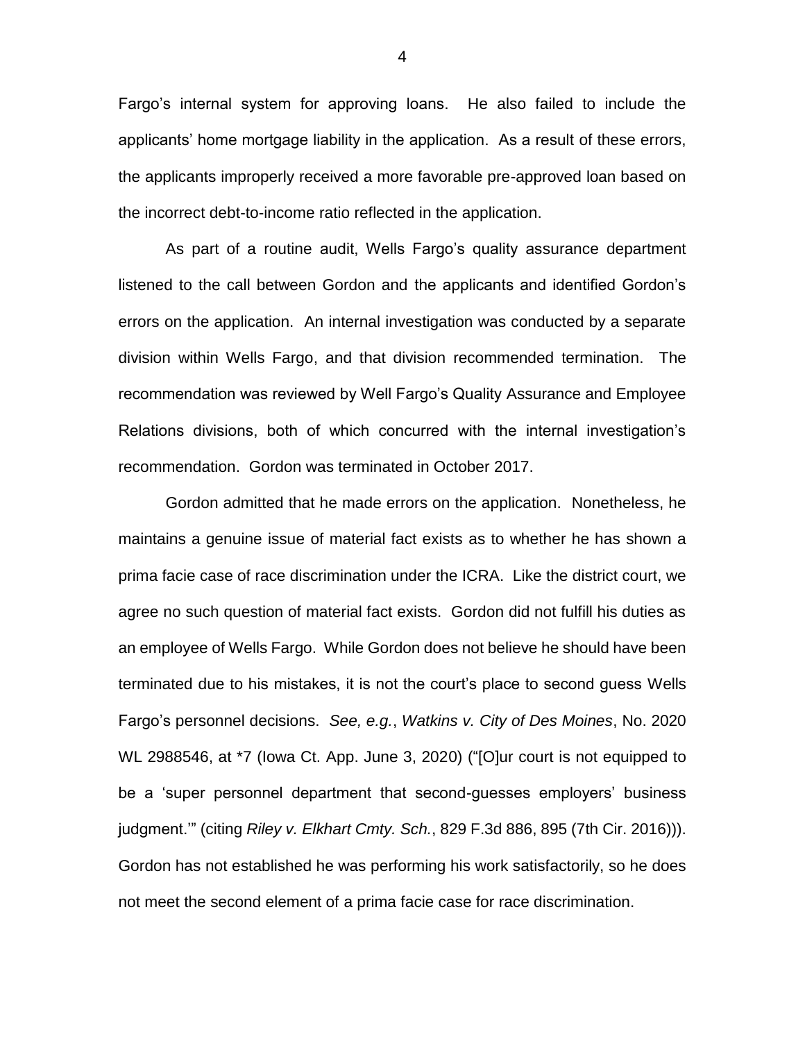Fargo's internal system for approving loans. He also failed to include the applicants' home mortgage liability in the application. As a result of these errors, the applicants improperly received a more favorable pre-approved loan based on the incorrect debt-to-income ratio reflected in the application.

As part of a routine audit, Wells Fargo's quality assurance department listened to the call between Gordon and the applicants and identified Gordon's errors on the application. An internal investigation was conducted by a separate division within Wells Fargo, and that division recommended termination. The recommendation was reviewed by Well Fargo's Quality Assurance and Employee Relations divisions, both of which concurred with the internal investigation's recommendation. Gordon was terminated in October 2017.

Gordon admitted that he made errors on the application. Nonetheless, he maintains a genuine issue of material fact exists as to whether he has shown a prima facie case of race discrimination under the ICRA. Like the district court, we agree no such question of material fact exists. Gordon did not fulfill his duties as an employee of Wells Fargo. While Gordon does not believe he should have been terminated due to his mistakes, it is not the court's place to second guess Wells Fargo's personnel decisions. *See, e.g.*, *Watkins v. City of Des Moines*, No. 2020 WL 2988546, at *7 (Iowa Ct. App. June 3, 2020) ("[O]ur court is not equipped to be a 'super personnel department that second-guesses employers' business judgment.'" (citing *Riley v. Elkhart Cmty. Sch.*, 829 F.3d 886, 895 (7th Cir. 2016))). Gordon has not established he was performing his work satisfactorily, so he does not meet the second element of a prima facie case for race discrimination.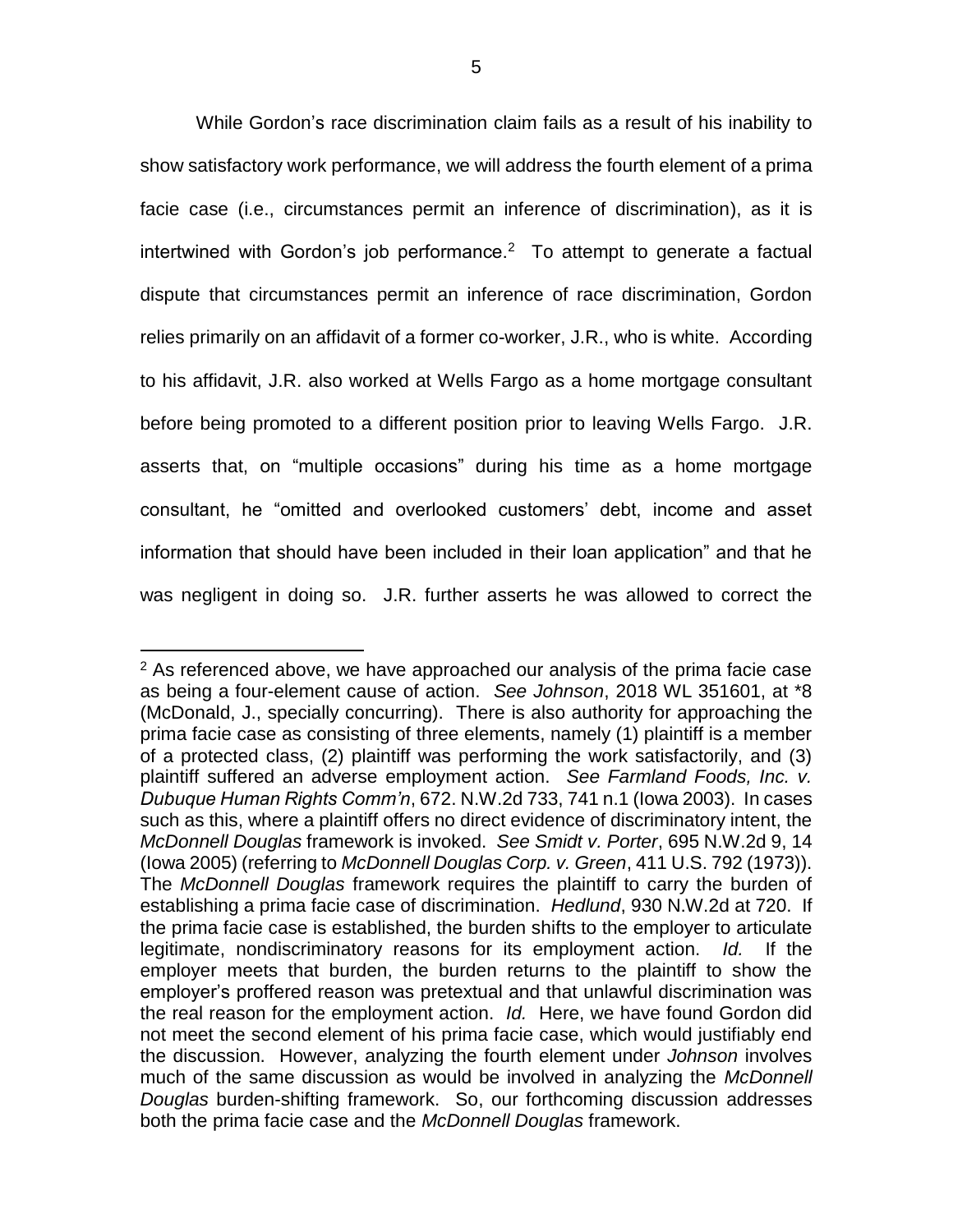While Gordon's race discrimination claim fails as a result of his inability to show satisfactory work performance, we will address the fourth element of a prima facie case (i.e., circumstances permit an inference of discrimination), as it is intertwined with Gordon's job performance.[2] To attempt to generate a factual dispute that circumstances permit an inference of race discrimination, Gordon relies primarily on an affidavit of a former co-worker, J.R., who is white. According to his affidavit, J.R. also worked at Wells Fargo as a home mortgage consultant before being promoted to a different position prior to leaving Wells Fargo. J.R. asserts that, on "multiple occasions" during his time as a home mortgage consultant, he "omitted and overlooked customers' debt, income and asset information that should have been included in their loan application" and that he was negligent in doing so. J.R. further asserts he was allowed to correct the

---

[2] As referenced above, we have approached our analysis of the prima facie case as being a four-element cause of action. *See Johnson*, 2018 WL 351601, at *8 (McDonald, J., specially concurring). There is also authority for approaching the prima facie case as consisting of three elements, namely (1) plaintiff is a member of a protected class, (2) plaintiff was performing the work satisfactorily, and (3) plaintiff suffered an adverse employment action. *See Farmland Foods, Inc. v. Dubuque Human Rights Comm'n*, 672. N.W.2d 733, 741 n.1 (Iowa 2003). In cases such as this, where a plaintiff offers no direct evidence of discriminatory intent, the *McDonnell Douglas* framework is invoked. *See Smidt v. Porter*, 695 N.W.2d 9, 14 (Iowa 2005) (referring to *McDonnell Douglas Corp. v. Green*, 411 U.S. 792 (1973)). The *McDonnell Douglas* framework requires the plaintiff to carry the burden of establishing a prima facie case of discrimination. *Hedlund*, 930 N.W.2d at 720. If the prima facie case is established, the burden shifts to the employer to articulate legitimate, nondiscriminatory reasons for its employment action. *Id.* If the employer meets that burden, the burden returns to the plaintiff to show the employer's proffered reason was pretextual and that unlawful discrimination was the real reason for the employment action. *Id.* Here, we have found Gordon did not meet the second element of his prima facie case, which would justifiably end the discussion. However, analyzing the fourth element under *Johnson* involves much of the same discussion as would be involved in analyzing the *McDonnell Douglas* burden-shifting framework. So, our forthcoming discussion addresses both the prima facie case and the *McDonnell Douglas* framework.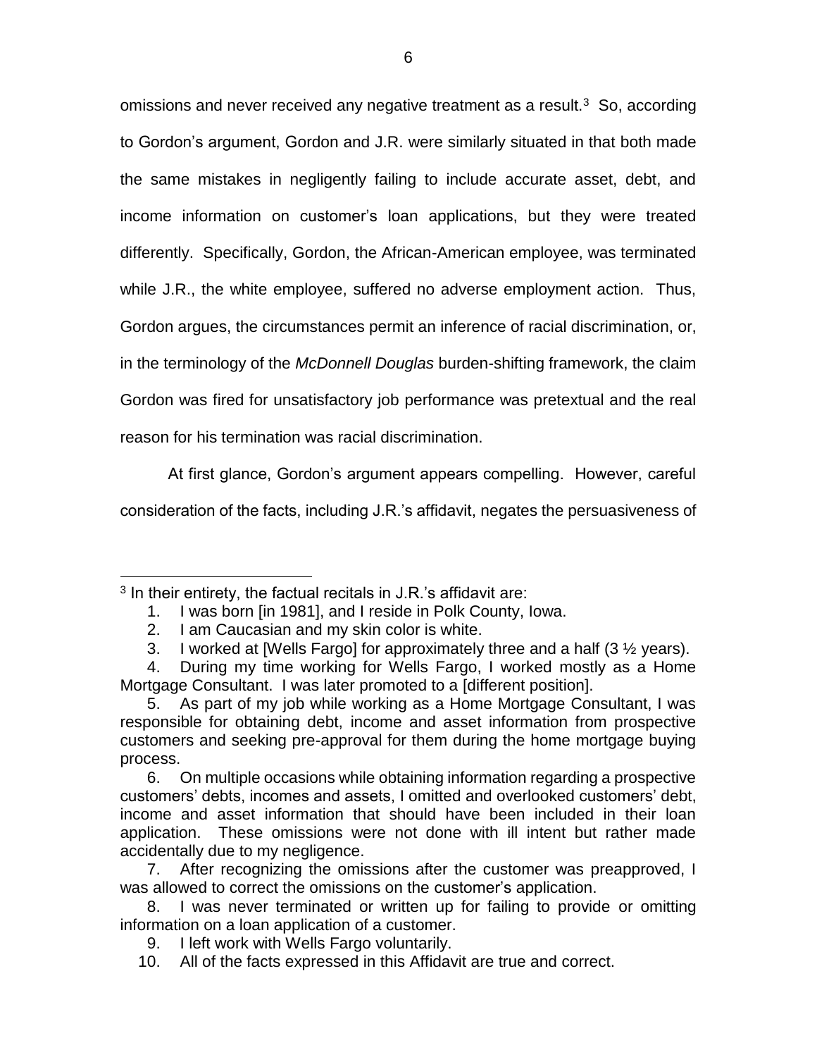omissions and never received any negative treatment as a result.[3] So, according to Gordon's argument, Gordon and J.R. were similarly situated in that both made the same mistakes in negligently failing to include accurate asset, debt, and income information on customer's loan applications, but they were treated differently. Specifically, Gordon, the African-American employee, was terminated while J.R., the white employee, suffered no adverse employment action. Thus, Gordon argues, the circumstances permit an inference of racial discrimination, or, in the terminology of the *McDonnell Douglas* burden-shifting framework, the claim Gordon was fired for unsatisfactory job performance was pretextual and the real reason for his termination was racial discrimination.

At first glance, Gordon's argument appears compelling. However, careful consideration of the facts, including J.R.'s affidavit, negates the persuasiveness of

---

[3] In their entirety, the factual recitals in J.R.'s affidavit are:

1. I was born [in 1981], and I reside in Polk County, Iowa.
2. I am Caucasian and my skin color is white.
3. I worked at [Wells Fargo] for approximately three and a half (3 ½ years).
4. During my time working for Wells Fargo, I worked mostly as a Home Mortgage Consultant. I was later promoted to a [different position].
5. As part of my job while working as a Home Mortgage Consultant, I was responsible for obtaining debt, income and asset information from prospective customers and seeking pre-approval for them during the home mortgage buying process.
6. On multiple occasions while obtaining information regarding a prospective customers' debts, incomes and assets, I omitted and overlooked customers' debt, income and asset information that should have been included in their loan application. These omissions were not done with ill intent but rather made accidentally due to my negligence.
7. After recognizing the omissions after the customer was preapproved, I was allowed to correct the omissions on the customer's application.
8. I was never terminated or written up for failing to provide or omitting information on a loan application of a customer.
9. I left work with Wells Fargo voluntarily.
10. All of the facts expressed in this Affidavit are true and correct.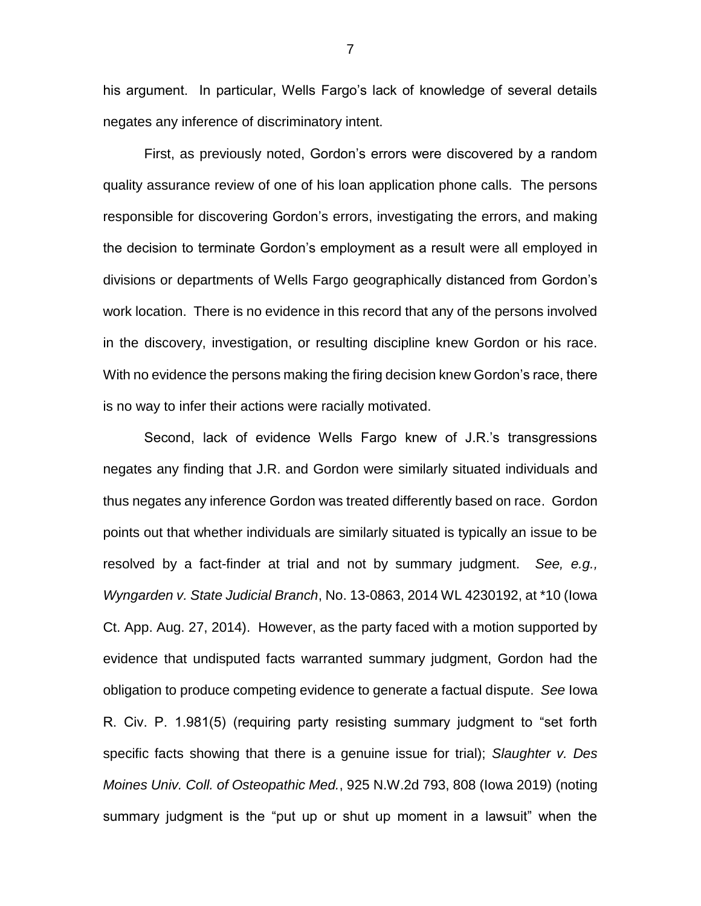his argument. In particular, Wells Fargo's lack of knowledge of several details negates any inference of discriminatory intent.

First, as previously noted, Gordon's errors were discovered by a random quality assurance review of one of his loan application phone calls. The persons responsible for discovering Gordon's errors, investigating the errors, and making the decision to terminate Gordon's employment as a result were all employed in divisions or departments of Wells Fargo geographically distanced from Gordon's work location. There is no evidence in this record that any of the persons involved in the discovery, investigation, or resulting discipline knew Gordon or his race. With no evidence the persons making the firing decision knew Gordon's race, there is no way to infer their actions were racially motivated.

Second, lack of evidence Wells Fargo knew of J.R.'s transgressions negates any finding that J.R. and Gordon were similarly situated individuals and thus negates any inference Gordon was treated differently based on race. Gordon points out that whether individuals are similarly situated is typically an issue to be resolved by a fact-finder at trial and not by summary judgment. *See, e.g., Wyngarden v. State Judicial Branch*, No. 13-0863, 2014 WL 4230192, at *10 (Iowa Ct. App. Aug. 27, 2014). However, as the party faced with a motion supported by evidence that undisputed facts warranted summary judgment, Gordon had the obligation to produce competing evidence to generate a factual dispute. *See* Iowa R. Civ. P. 1.981(5) (requiring party resisting summary judgment to "set forth specific facts showing that there is a genuine issue for trial); *Slaughter v. Des Moines Univ. Coll. of Osteopathic Med.*, 925 N.W.2d 793, 808 (Iowa 2019) (noting summary judgment is the "put up or shut up moment in a lawsuit" when the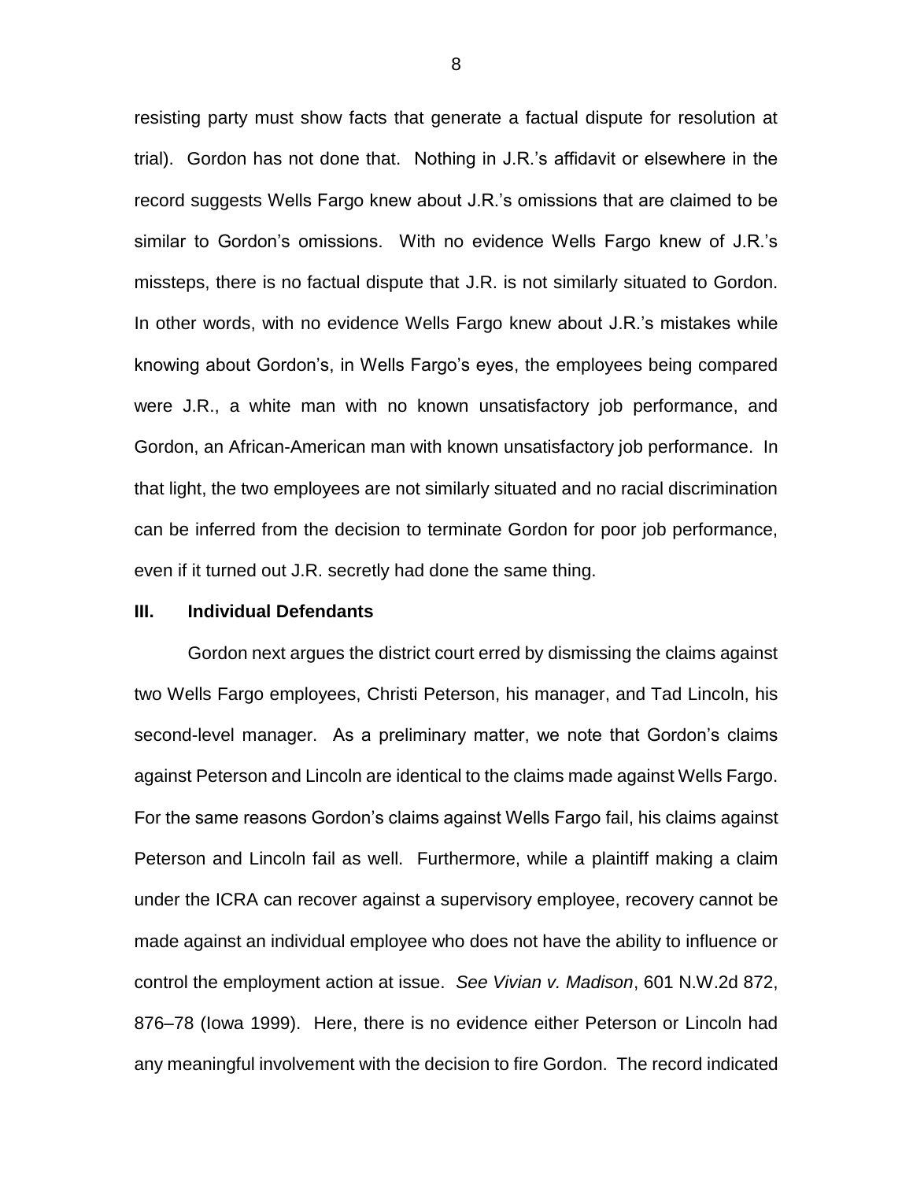resisting party must show facts that generate a factual dispute for resolution at trial). Gordon has not done that. Nothing in J.R.'s affidavit or elsewhere in the record suggests Wells Fargo knew about J.R.'s omissions that are claimed to be similar to Gordon's omissions. With no evidence Wells Fargo knew of J.R.'s missteps, there is no factual dispute that J.R. is not similarly situated to Gordon. In other words, with no evidence Wells Fargo knew about J.R.'s mistakes while knowing about Gordon's, in Wells Fargo's eyes, the employees being compared were J.R., a white man with no known unsatisfactory job performance, and Gordon, an African-American man with known unsatisfactory job performance. In that light, the two employees are not similarly situated and no racial discrimination can be inferred from the decision to terminate Gordon for poor job performance, even if it turned out J.R. secretly had done the same thing.

### III. Individual Defendants

Gordon next argues the district court erred by dismissing the claims against two Wells Fargo employees, Christi Peterson, his manager, and Tad Lincoln, his second-level manager. As a preliminary matter, we note that Gordon's claims against Peterson and Lincoln are identical to the claims made against Wells Fargo. For the same reasons Gordon's claims against Wells Fargo fail, his claims against Peterson and Lincoln fail as well. Furthermore, while a plaintiff making a claim under the ICRA can recover against a supervisory employee, recovery cannot be made against an individual employee who does not have the ability to influence or control the employment action at issue. *See Vivian v. Madison*, 601 N.W.2d 872, 876–78 (Iowa 1999). Here, there is no evidence either Peterson or Lincoln had any meaningful involvement with the decision to fire Gordon. The record indicated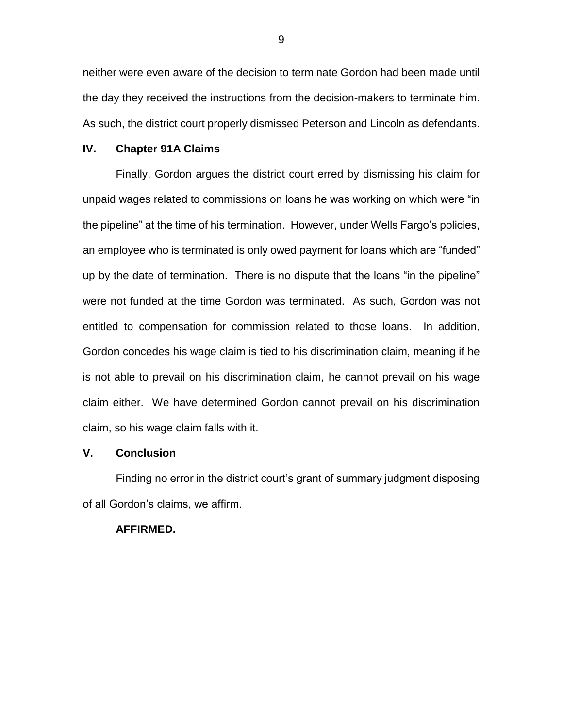neither were even aware of the decision to terminate Gordon had been made until the day they received the instructions from the decision-makers to terminate him. As such, the district court properly dismissed Peterson and Lincoln as defendants.

## IV. Chapter 91A Claims

Finally, Gordon argues the district court erred by dismissing his claim for unpaid wages related to commissions on loans he was working on which were "in the pipeline" at the time of his termination. However, under Wells Fargo's policies, an employee who is terminated is only owed payment for loans which are "funded" up by the date of termination. There is no dispute that the loans "in the pipeline" were not funded at the time Gordon was terminated. As such, Gordon was not entitled to compensation for commission related to those loans. In addition, Gordon concedes his wage claim is tied to his discrimination claim, meaning if he is not able to prevail on his discrimination claim, he cannot prevail on his wage claim either. We have determined Gordon cannot prevail on his discrimination claim, so his wage claim falls with it.

## V. Conclusion

Finding no error in the district court's grant of summary judgment disposing of all Gordon's claims, we affirm.

**AFFIRMED.**